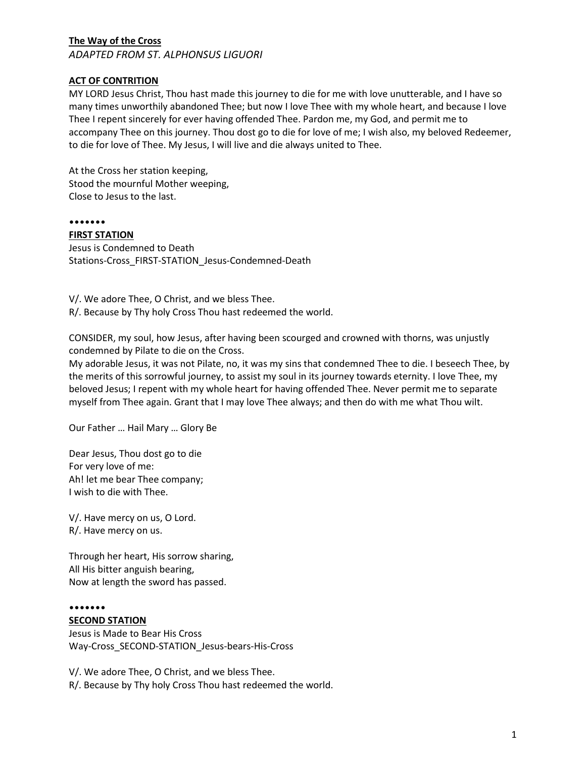**The Way of the Cross**

*ADAPTED FROM ST. ALPHONSUS LIGUORI*

**ACT OF CONTRITION**

MY LORD Jesus Christ, Thou hast made this journey to die for me with love unutterable, and I have so many times unworthily abandoned Thee; but now I love Thee with my whole heart, and because I love Thee I repent sincerely for ever having offended Thee. Pardon me, my God, and permit me to accompany Thee on this journey. Thou dost go to die for love of me; I wish also, my beloved Redeemer, to die for love of Thee. My Jesus, I will live and die always united to Thee.

At the Cross her station keeping,
Stood the mournful Mother weeping,
Close to Jesus to the last.

•••••••

**FIRST STATION**

Jesus is Condemned to Death
Stations-Cross_FIRST-STATION_Jesus-Condemned-Death

V/. We adore Thee, O Christ, and we bless Thee.
R/. Because by Thy holy Cross Thou hast redeemed the world.

CONSIDER, my soul, how Jesus, after having been scourged and crowned with thorns, was unjustly condemned by Pilate to die on the Cross.
My adorable Jesus, it was not Pilate, no, it was my sins that condemned Thee to die. I beseech Thee, by the merits of this sorrowful journey, to assist my soul in its journey towards eternity. I love Thee, my beloved Jesus; I repent with my whole heart for having offended Thee. Never permit me to separate myself from Thee again. Grant that I may love Thee always; and then do with me what Thou wilt.

Our Father … Hail Mary … Glory Be

Dear Jesus, Thou dost go to die
For very love of me:
Ah! let me bear Thee company;
I wish to die with Thee.

V/. Have mercy on us, O Lord.
R/. Have mercy on us.

Through her heart, His sorrow sharing,
All His bitter anguish bearing,
Now at length the sword has passed.

•••••••

**SECOND STATION**

Jesus is Made to Bear His Cross
Way-Cross_SECOND-STATION_Jesus-bears-His-Cross

V/. We adore Thee, O Christ, and we bless Thee.
R/. Because by Thy holy Cross Thou hast redeemed the world.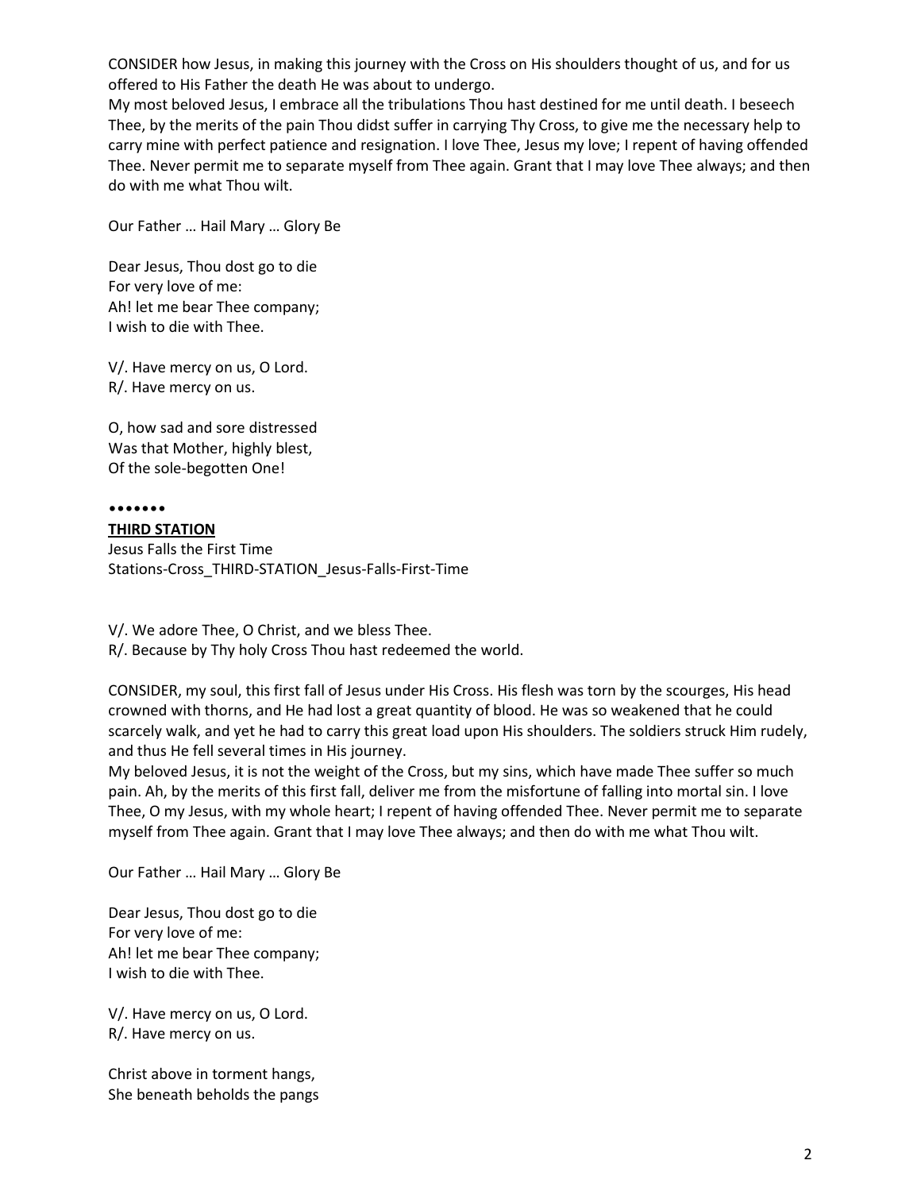CONSIDER how Jesus, in making this journey with the Cross on His shoulders thought of us, and for us offered to His Father the death He was about to undergo.
My most beloved Jesus, I embrace all the tribulations Thou hast destined for me until death. I beseech Thee, by the merits of the pain Thou didst suffer in carrying Thy Cross, to give me the necessary help to carry mine with perfect patience and resignation. I love Thee, Jesus my love; I repent of having offended Thee. Never permit me to separate myself from Thee again. Grant that I may love Thee always; and then do with me what Thou wilt.

Our Father … Hail Mary … Glory Be

Dear Jesus, Thou dost go to die
For very love of me:
Ah! let me bear Thee company;
I wish to die with Thee.

V/. Have mercy on us, O Lord.
R/. Have mercy on us.

O, how sad and sore distressed
Was that Mother, highly blest,
Of the sole-begotten One!

•••••••

**THIRD STATION**

Jesus Falls the First Time
Stations-Cross_THIRD-STATION_Jesus-Falls-First-Time

V/. We adore Thee, O Christ, and we bless Thee.
R/. Because by Thy holy Cross Thou hast redeemed the world.

CONSIDER, my soul, this first fall of Jesus under His Cross. His flesh was torn by the scourges, His head crowned with thorns, and He had lost a great quantity of blood. He was so weakened that he could scarcely walk, and yet he had to carry this great load upon His shoulders. The soldiers struck Him rudely, and thus He fell several times in His journey.
My beloved Jesus, it is not the weight of the Cross, but my sins, which have made Thee suffer so much pain. Ah, by the merits of this first fall, deliver me from the misfortune of falling into mortal sin. I love Thee, O my Jesus, with my whole heart; I repent of having offended Thee. Never permit me to separate myself from Thee again. Grant that I may love Thee always; and then do with me what Thou wilt.

Our Father … Hail Mary … Glory Be

Dear Jesus, Thou dost go to die
For very love of me:
Ah! let me bear Thee company;
I wish to die with Thee.

V/. Have mercy on us, O Lord.
R/. Have mercy on us.

Christ above in torment hangs,
She beneath beholds the pangs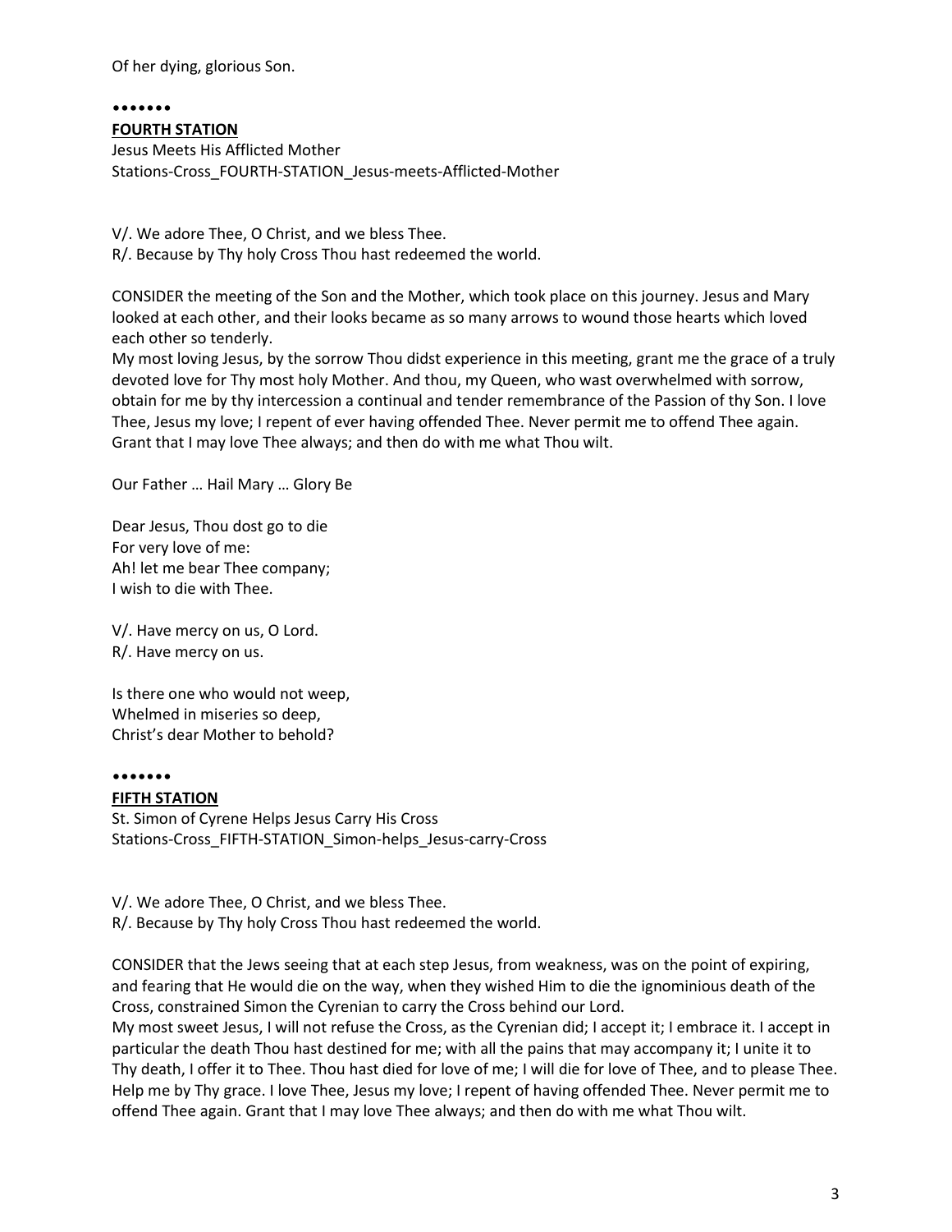Of her dying, glorious Son.

•••••••

**FOURTH STATION**

Jesus Meets His Afflicted Mother
Stations-Cross_FOURTH-STATION_Jesus-meets-Afflicted-Mother

V/. We adore Thee, O Christ, and we bless Thee.
R/. Because by Thy holy Cross Thou hast redeemed the world.

CONSIDER the meeting of the Son and the Mother, which took place on this journey. Jesus and Mary looked at each other, and their looks became as so many arrows to wound those hearts which loved each other so tenderly.
My most loving Jesus, by the sorrow Thou didst experience in this meeting, grant me the grace of a truly devoted love for Thy most holy Mother. And thou, my Queen, who wast overwhelmed with sorrow, obtain for me by thy intercession a continual and tender remembrance of the Passion of thy Son. I love Thee, Jesus my love; I repent of ever having offended Thee. Never permit me to offend Thee again. Grant that I may love Thee always; and then do with me what Thou wilt.

Our Father … Hail Mary … Glory Be

Dear Jesus, Thou dost go to die
For very love of me:
Ah! let me bear Thee company;
I wish to die with Thee.

V/. Have mercy on us, O Lord.
R/. Have mercy on us.

Is there one who would not weep,
Whelmed in miseries so deep,
Christ's dear Mother to behold?

•••••••

**FIFTH STATION**

St. Simon of Cyrene Helps Jesus Carry His Cross
Stations-Cross_FIFTH-STATION_Simon-helps_Jesus-carry-Cross

V/. We adore Thee, O Christ, and we bless Thee.
R/. Because by Thy holy Cross Thou hast redeemed the world.

CONSIDER that the Jews seeing that at each step Jesus, from weakness, was on the point of expiring, and fearing that He would die on the way, when they wished Him to die the ignominious death of the Cross, constrained Simon the Cyrenian to carry the Cross behind our Lord.
My most sweet Jesus, I will not refuse the Cross, as the Cyrenian did; I accept it; I embrace it. I accept in particular the death Thou hast destined for me; with all the pains that may accompany it; I unite it to Thy death, I offer it to Thee. Thou hast died for love of me; I will die for love of Thee, and to please Thee. Help me by Thy grace. I love Thee, Jesus my love; I repent of having offended Thee. Never permit me to offend Thee again. Grant that I may love Thee always; and then do with me what Thou wilt.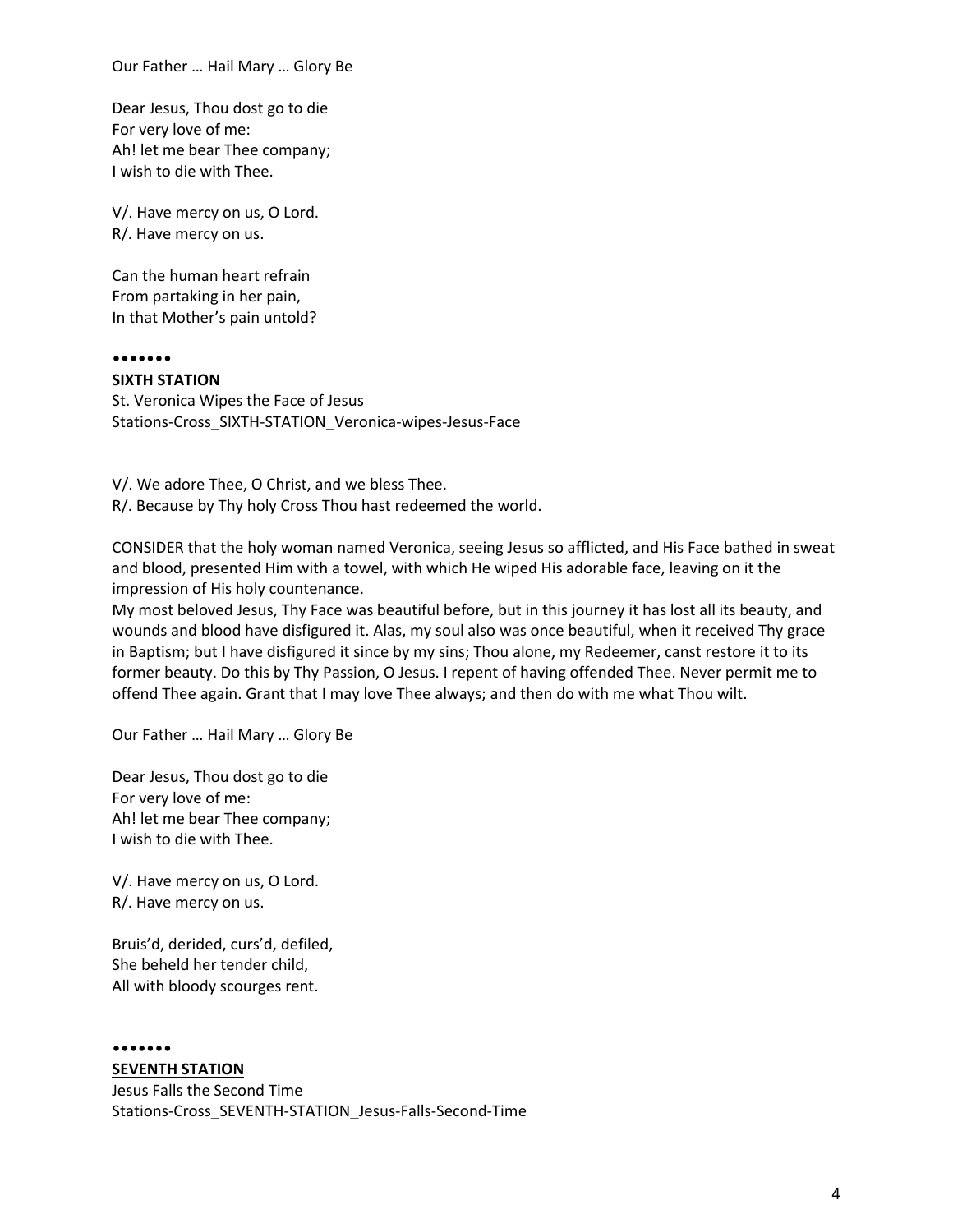Our Father … Hail Mary … Glory Be

Dear Jesus, Thou dost go to die
For very love of me:
Ah! let me bear Thee company;
I wish to die with Thee.

V/. Have mercy on us, O Lord.
R/. Have mercy on us.

Can the human heart refrain
From partaking in her pain,
In that Mother's pain untold?

•••••••

**SIXTH STATION**

St. Veronica Wipes the Face of Jesus
Stations-Cross_SIXTH-STATION_Veronica-wipes-Jesus-Face

V/. We adore Thee, O Christ, and we bless Thee.
R/. Because by Thy holy Cross Thou hast redeemed the world.

CONSIDER that the holy woman named Veronica, seeing Jesus so afflicted, and His Face bathed in sweat and blood, presented Him with a towel, with which He wiped His adorable face, leaving on it the impression of His holy countenance.
My most beloved Jesus, Thy Face was beautiful before, but in this journey it has lost all its beauty, and wounds and blood have disfigured it. Alas, my soul also was once beautiful, when it received Thy grace in Baptism; but I have disfigured it since by my sins; Thou alone, my Redeemer, canst restore it to its former beauty. Do this by Thy Passion, O Jesus. I repent of having offended Thee. Never permit me to offend Thee again. Grant that I may love Thee always; and then do with me what Thou wilt.

Our Father … Hail Mary … Glory Be

Dear Jesus, Thou dost go to die
For very love of me:
Ah! let me bear Thee company;
I wish to die with Thee.

V/. Have mercy on us, O Lord.
R/. Have mercy on us.

Bruis'd, derided, curs'd, defiled,
She beheld her tender child,
All with bloody scourges rent.

•••••••

**SEVENTH STATION**

Jesus Falls the Second Time
Stations-Cross_SEVENTH-STATION_Jesus-Falls-Second-Time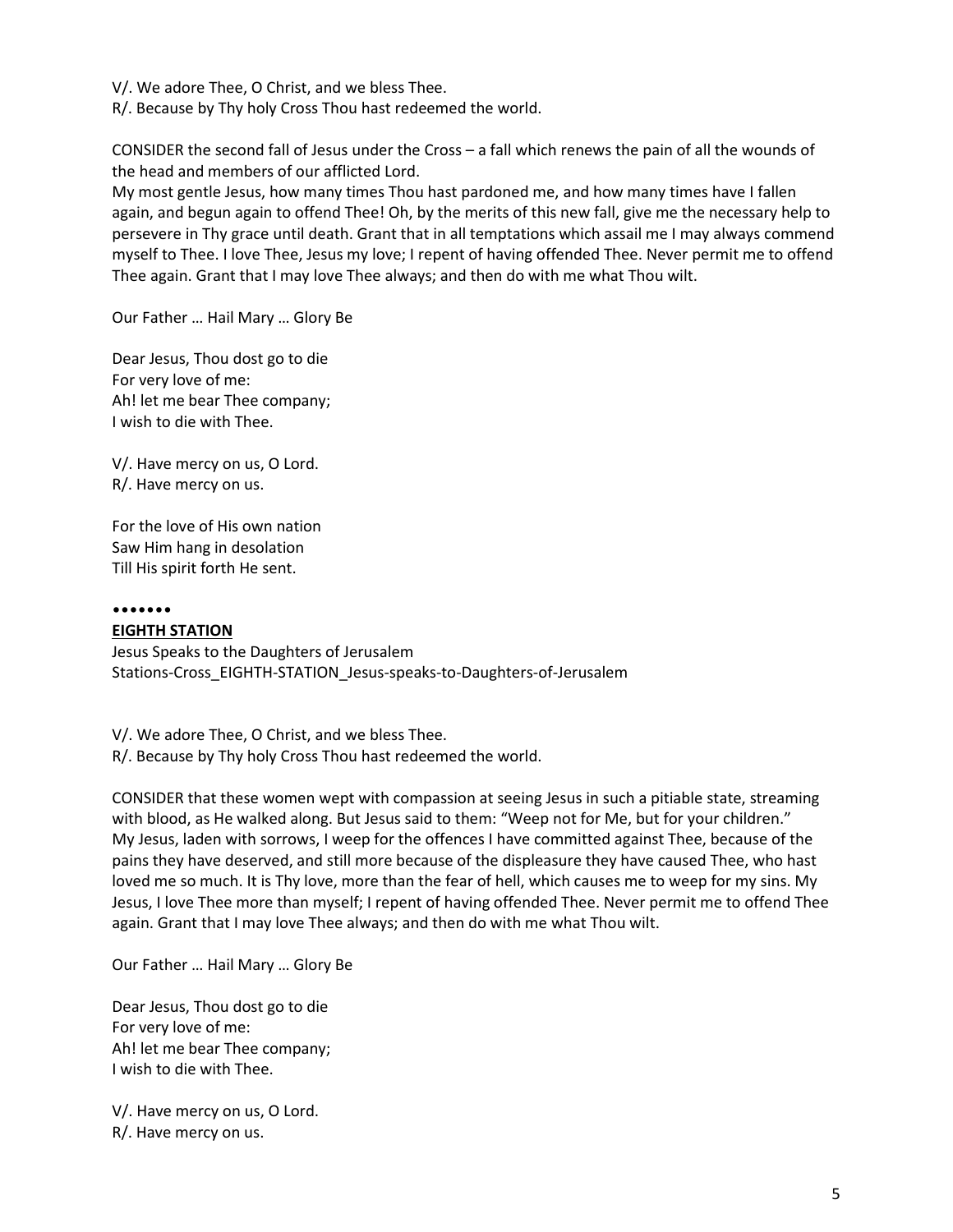V/. We adore Thee, O Christ, and we bless Thee.
R/. Because by Thy holy Cross Thou hast redeemed the world.

CONSIDER the second fall of Jesus under the Cross – a fall which renews the pain of all the wounds of the head and members of our afflicted Lord.
My most gentle Jesus, how many times Thou hast pardoned me, and how many times have I fallen again, and begun again to offend Thee! Oh, by the merits of this new fall, give me the necessary help to persevere in Thy grace until death. Grant that in all temptations which assail me I may always commend myself to Thee. I love Thee, Jesus my love; I repent of having offended Thee. Never permit me to offend Thee again. Grant that I may love Thee always; and then do with me what Thou wilt.

Our Father … Hail Mary … Glory Be

Dear Jesus, Thou dost go to die
For very love of me:
Ah! let me bear Thee company;
I wish to die with Thee.

V/. Have mercy on us, O Lord.
R/. Have mercy on us.

For the love of His own nation
Saw Him hang in desolation
Till His spirit forth He sent.

•••••••

## EIGHTH STATION

Jesus Speaks to the Daughters of Jerusalem
Stations-Cross_EIGHTH-STATION_Jesus-speaks-to-Daughters-of-Jerusalem

V/. We adore Thee, O Christ, and we bless Thee.
R/. Because by Thy holy Cross Thou hast redeemed the world.

CONSIDER that these women wept with compassion at seeing Jesus in such a pitiable state, streaming with blood, as He walked along. But Jesus said to them: "Weep not for Me, but for your children."
My Jesus, laden with sorrows, I weep for the offences I have committed against Thee, because of the pains they have deserved, and still more because of the displeasure they have caused Thee, who hast loved me so much. It is Thy love, more than the fear of hell, which causes me to weep for my sins. My Jesus, I love Thee more than myself; I repent of having offended Thee. Never permit me to offend Thee again. Grant that I may love Thee always; and then do with me what Thou wilt.

Our Father … Hail Mary … Glory Be

Dear Jesus, Thou dost go to die
For very love of me:
Ah! let me bear Thee company;
I wish to die with Thee.

V/. Have mercy on us, O Lord.
R/. Have mercy on us.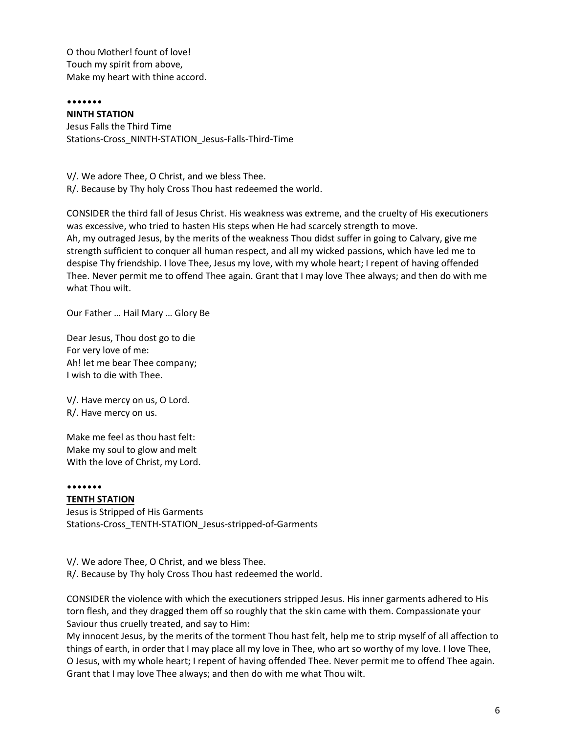O thou Mother! fount of love!
Touch my spirit from above,
Make my heart with thine accord.

•••••••

**NINTH STATION**

Jesus Falls the Third Time
Stations-Cross_NINTH-STATION_Jesus-Falls-Third-Time

V/. We adore Thee, O Christ, and we bless Thee.
R/. Because by Thy holy Cross Thou hast redeemed the world.

CONSIDER the third fall of Jesus Christ. His weakness was extreme, and the cruelty of His executioners was excessive, who tried to hasten His steps when He had scarcely strength to move.
Ah, my outraged Jesus, by the merits of the weakness Thou didst suffer in going to Calvary, give me strength sufficient to conquer all human respect, and all my wicked passions, which have led me to despise Thy friendship. I love Thee, Jesus my love, with my whole heart; I repent of having offended Thee. Never permit me to offend Thee again. Grant that I may love Thee always; and then do with me what Thou wilt.

Our Father … Hail Mary … Glory Be

Dear Jesus, Thou dost go to die
For very love of me:
Ah! let me bear Thee company;
I wish to die with Thee.

V/. Have mercy on us, O Lord.
R/. Have mercy on us.

Make me feel as thou hast felt:
Make my soul to glow and melt
With the love of Christ, my Lord.

•••••••

**TENTH STATION**

Jesus is Stripped of His Garments
Stations-Cross_TENTH-STATION_Jesus-stripped-of-Garments

V/. We adore Thee, O Christ, and we bless Thee.
R/. Because by Thy holy Cross Thou hast redeemed the world.

CONSIDER the violence with which the executioners stripped Jesus. His inner garments adhered to His torn flesh, and they dragged them off so roughly that the skin came with them. Compassionate your Saviour thus cruelly treated, and say to Him:
My innocent Jesus, by the merits of the torment Thou hast felt, help me to strip myself of all affection to things of earth, in order that I may place all my love in Thee, who art so worthy of my love. I love Thee, O Jesus, with my whole heart; I repent of having offended Thee. Never permit me to offend Thee again. Grant that I may love Thee always; and then do with me what Thou wilt.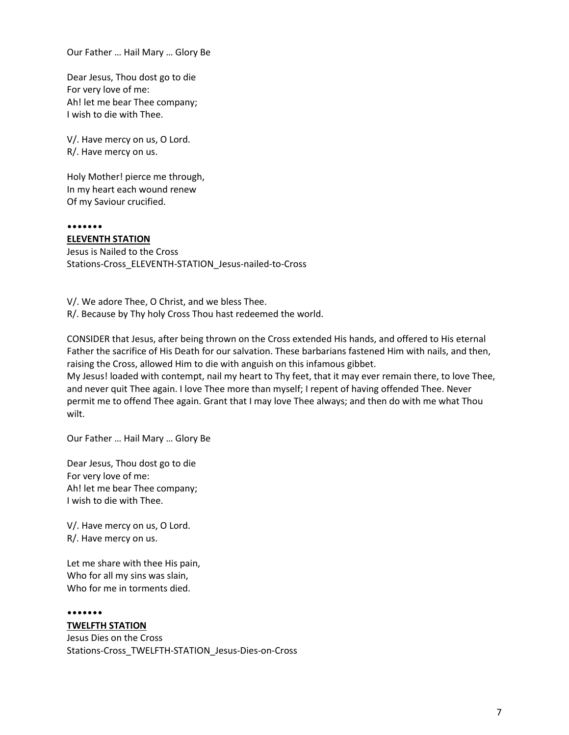Our Father … Hail Mary … Glory Be

Dear Jesus, Thou dost go to die
For very love of me:
Ah! let me bear Thee company;
I wish to die with Thee.

V/. Have mercy on us, O Lord.
R/. Have mercy on us.

Holy Mother! pierce me through,
In my heart each wound renew
Of my Saviour crucified.

•••••••

**ELEVENTH STATION**

Jesus is Nailed to the Cross
Stations-Cross_ELEVENTH-STATION_Jesus-nailed-to-Cross

V/. We adore Thee, O Christ, and we bless Thee.
R/. Because by Thy holy Cross Thou hast redeemed the world.

CONSIDER that Jesus, after being thrown on the Cross extended His hands, and offered to His eternal Father the sacrifice of His Death for our salvation. These barbarians fastened Him with nails, and then, raising the Cross, allowed Him to die with anguish on this infamous gibbet.
My Jesus! loaded with contempt, nail my heart to Thy feet, that it may ever remain there, to love Thee, and never quit Thee again. I love Thee more than myself; I repent of having offended Thee. Never permit me to offend Thee again. Grant that I may love Thee always; and then do with me what Thou wilt.

Our Father … Hail Mary … Glory Be

Dear Jesus, Thou dost go to die
For very love of me:
Ah! let me bear Thee company;
I wish to die with Thee.

V/. Have mercy on us, O Lord.
R/. Have mercy on us.

Let me share with thee His pain,
Who for all my sins was slain,
Who for me in torments died.

•••••••

**TWELFTH STATION**

Jesus Dies on the Cross
Stations-Cross_TWELFTH-STATION_Jesus-Dies-on-Cross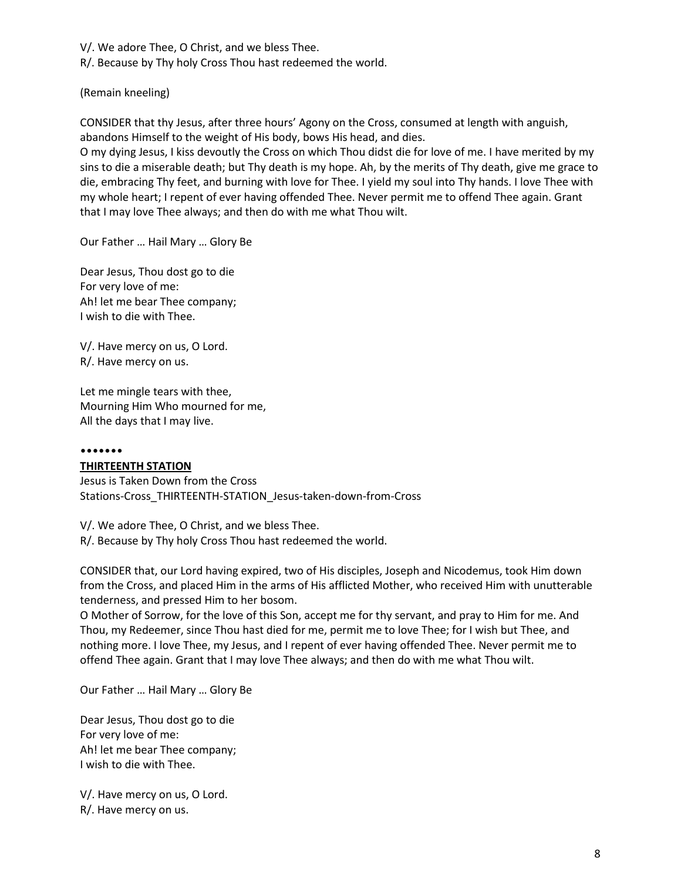V/. We adore Thee, O Christ, and we bless Thee.
R/. Because by Thy holy Cross Thou hast redeemed the world.

(Remain kneeling)

CONSIDER that thy Jesus, after three hours' Agony on the Cross, consumed at length with anguish, abandons Himself to the weight of His body, bows His head, and dies.
O my dying Jesus, I kiss devoutly the Cross on which Thou didst die for love of me. I have merited by my sins to die a miserable death; but Thy death is my hope. Ah, by the merits of Thy death, give me grace to die, embracing Thy feet, and burning with love for Thee. I yield my soul into Thy hands. I love Thee with my whole heart; I repent of ever having offended Thee. Never permit me to offend Thee again. Grant that I may love Thee always; and then do with me what Thou wilt.

Our Father … Hail Mary … Glory Be

Dear Jesus, Thou dost go to die
For very love of me:
Ah! let me bear Thee company;
I wish to die with Thee.

V/. Have mercy on us, O Lord.
R/. Have mercy on us.

Let me mingle tears with thee,
Mourning Him Who mourned for me,
All the days that I may live.

•••••••

**THIRTEENTH STATION**

Jesus is Taken Down from the Cross
Stations-Cross_THIRTEENTH-STATION_Jesus-taken-down-from-Cross

V/. We adore Thee, O Christ, and we bless Thee.
R/. Because by Thy holy Cross Thou hast redeemed the world.

CONSIDER that, our Lord having expired, two of His disciples, Joseph and Nicodemus, took Him down from the Cross, and placed Him in the arms of His afflicted Mother, who received Him with unutterable tenderness, and pressed Him to her bosom.
O Mother of Sorrow, for the love of this Son, accept me for thy servant, and pray to Him for me. And Thou, my Redeemer, since Thou hast died for me, permit me to love Thee; for I wish but Thee, and nothing more. I love Thee, my Jesus, and I repent of ever having offended Thee. Never permit me to offend Thee again. Grant that I may love Thee always; and then do with me what Thou wilt.

Our Father … Hail Mary … Glory Be

Dear Jesus, Thou dost go to die
For very love of me:
Ah! let me bear Thee company;
I wish to die with Thee.

V/. Have mercy on us, O Lord.
R/. Have mercy on us.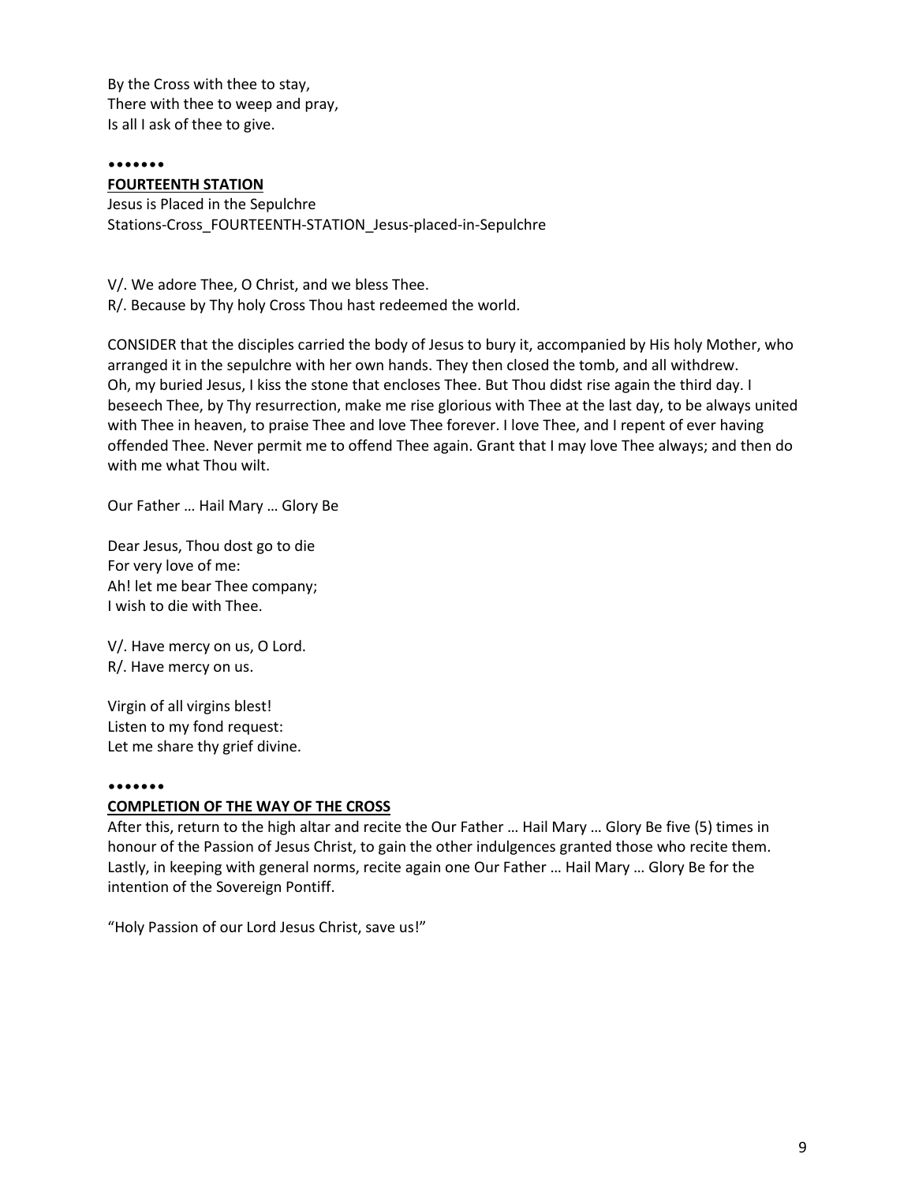By the Cross with thee to stay,
There with thee to weep and pray,
Is all I ask of thee to give.

•••••••

**FOURTEENTH STATION**

Jesus is Placed in the Sepulchre
Stations-Cross_FOURTEENTH-STATION_Jesus-placed-in-Sepulchre

V/. We adore Thee, O Christ, and we bless Thee.
R/. Because by Thy holy Cross Thou hast redeemed the world.

CONSIDER that the disciples carried the body of Jesus to bury it, accompanied by His holy Mother, who arranged it in the sepulchre with her own hands. They then closed the tomb, and all withdrew.
Oh, my buried Jesus, I kiss the stone that encloses Thee. But Thou didst rise again the third day. I beseech Thee, by Thy resurrection, make me rise glorious with Thee at the last day, to be always united with Thee in heaven, to praise Thee and love Thee forever. I love Thee, and I repent of ever having offended Thee. Never permit me to offend Thee again. Grant that I may love Thee always; and then do with me what Thou wilt.

Our Father … Hail Mary … Glory Be

Dear Jesus, Thou dost go to die
For very love of me:
Ah! let me bear Thee company;
I wish to die with Thee.

V/. Have mercy on us, O Lord.
R/. Have mercy on us.

Virgin of all virgins blest!
Listen to my fond request:
Let me share thy grief divine.

•••••••

**COMPLETION OF THE WAY OF THE CROSS**

After this, return to the high altar and recite the Our Father … Hail Mary … Glory Be five (5) times in honour of the Passion of Jesus Christ, to gain the other indulgences granted those who recite them. Lastly, in keeping with general norms, recite again one Our Father … Hail Mary … Glory Be for the intention of the Sovereign Pontiff.

"Holy Passion of our Lord Jesus Christ, save us!"